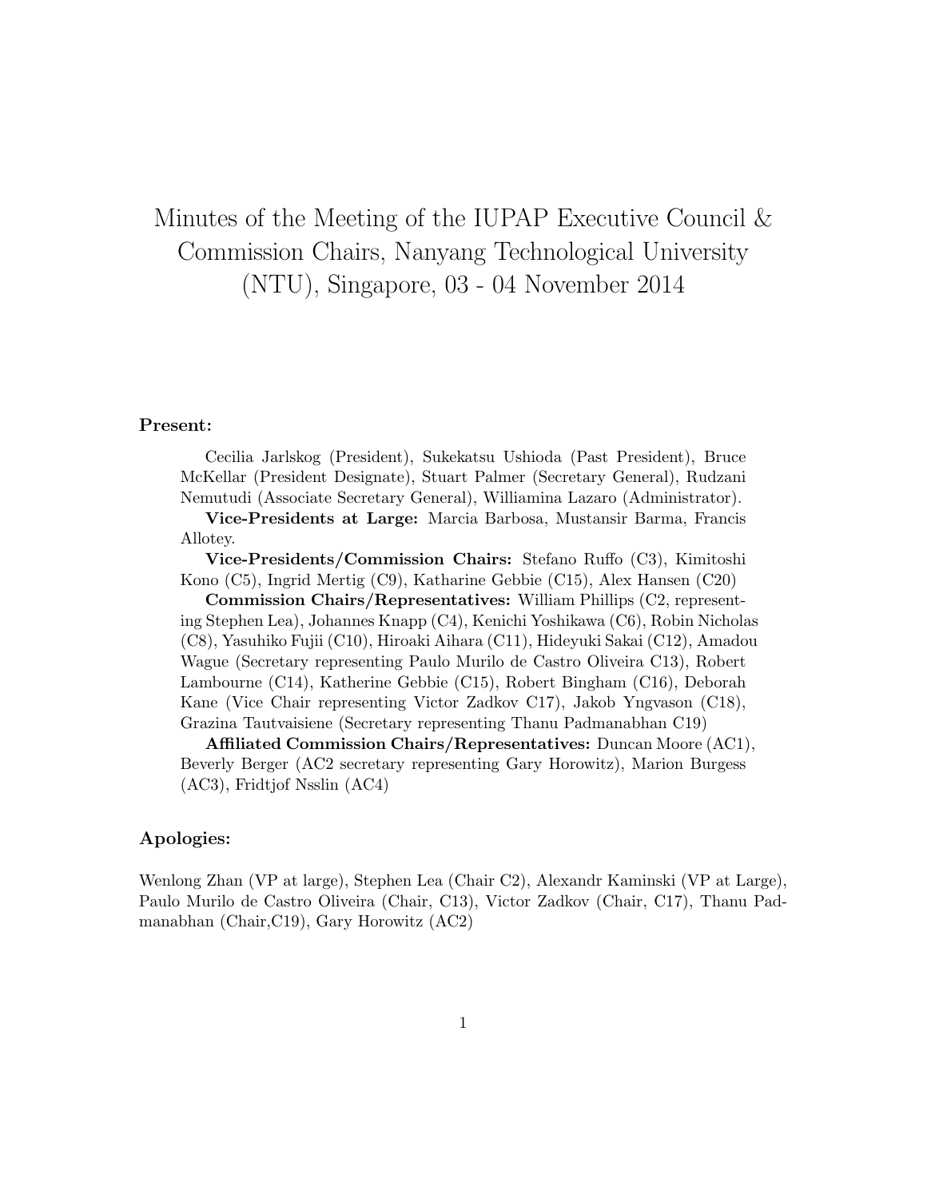# Minutes of the Meeting of the IUPAP Executive Council & Commission Chairs, Nanyang Technological University (NTU), Singapore, 03 - 04 November 2014

### Present:

Cecilia Jarlskog (President), Sukekatsu Ushioda (Past President), Bruce McKellar (President Designate), Stuart Palmer (Secretary General), Rudzani Nemutudi (Associate Secretary General), Williamina Lazaro (Administrator).

**Vice-Presidents at Large:** Marcia Barbosa, Mustansir Barma, Francis Allotey.

**Vice-Presidents/Commission Chairs:** Stefano Ruffo (C3), Kimitoshi Kono (C5), Ingrid Mertig (C9), Katharine Gebbie (C15), Alex Hansen (C20)

**Commission Chairs/Representatives:** William Phillips (C2, representing Stephen Lea), Johannes Knapp (C4), Kenichi Yoshikawa (C6), Robin Nicholas (C8), Yasuhiko Fujii (C10), Hiroaki Aihara (C11), Hideyuki Sakai (C12), Amadou Wague (Secretary representing Paulo Murilo de Castro Oliveira C13), Robert Lambourne (C14), Katherine Gebbie (C15), Robert Bingham (C16), Deborah Kane (Vice Chair representing Victor Zadkov C17), Jakob Yngvason (C18), Grazina Tautvaisiene (Secretary representing Thanu Padmanabhan C19)

**Affiliated Commission Chairs/Representatives:** Duncan Moore (AC1), Beverly Berger (AC2 secretary representing Gary Horowitz), Marion Burgess (AC3), Fridtjof Nsslin (AC4)

### Apologies:

Wenlong Zhan (VP at large), Stephen Lea (Chair C2), Alexandr Kaminski (VP at Large), Paulo Murilo de Castro Oliveira (Chair, C13), Victor Zadkov (Chair, C17), Thanu Padmanabhan (Chair,C19), Gary Horowitz (AC2)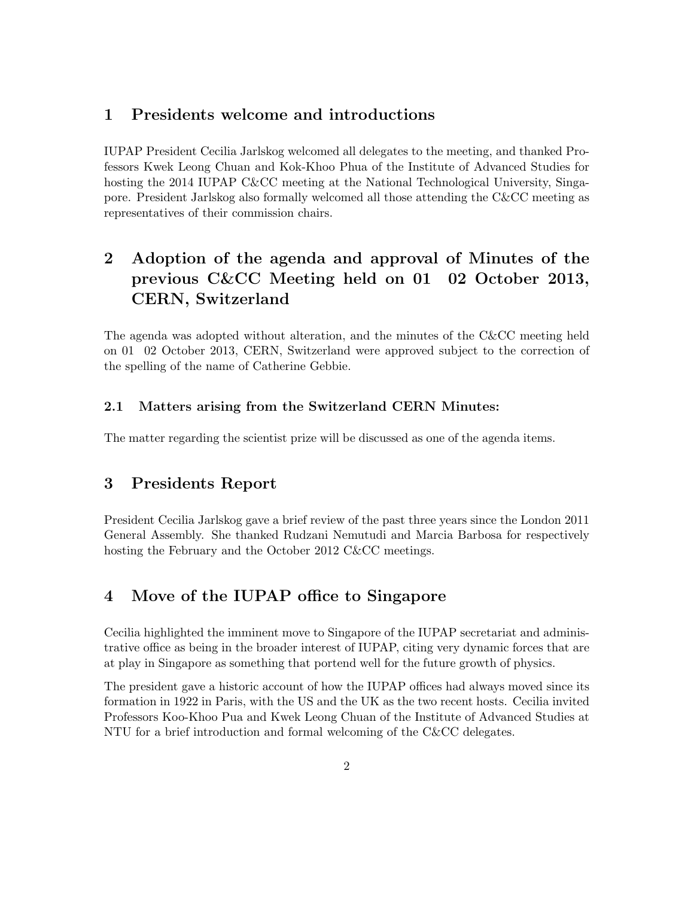## 1 Presidents welcome and introductions

IUPAP President Cecilia Jarlskog welcomed all delegates to the meeting, and thanked Professors Kwek Leong Chuan and Kok-Khoo Phua of the Institute of Advanced Studies for hosting the 2014 IUPAP C&CC meeting at the National Technological University, Singapore. President Jarlskog also formally welcomed all those attending the C&CC meeting as representatives of their commission chairs.

## 2 Adoption of the agenda and approval of Minutes of the previous C&CC Meeting held on 01 02 October 2013, CERN, Switzerland

The agenda was adopted without alteration, and the minutes of the C&CC meeting held on 01 02 October 2013, CERN, Switzerland were approved subject to the correction of the spelling of the name of Catherine Gebbie.

### 2.1 Matters arising from the Switzerland CERN Minutes:

The matter regarding the scientist prize will be discussed as one of the agenda items.

## 3 Presidents Report

President Cecilia Jarlskog gave a brief review of the past three years since the London 2011 General Assembly. She thanked Rudzani Nemutudi and Marcia Barbosa for respectively hosting the February and the October 2012 C&CC meetings.

## 4 Move of the IUPAP office to Singapore

Cecilia highlighted the imminent move to Singapore of the IUPAP secretariat and administrative office as being in the broader interest of IUPAP, citing very dynamic forces that are at play in Singapore as something that portend well for the future growth of physics.

The president gave a historic account of how the IUPAP offices had always moved since its formation in 1922 in Paris, with the US and the UK as the two recent hosts. Cecilia invited Professors Koo-Khoo Pua and Kwek Leong Chuan of the Institute of Advanced Studies at NTU for a brief introduction and formal welcoming of the C&CC delegates.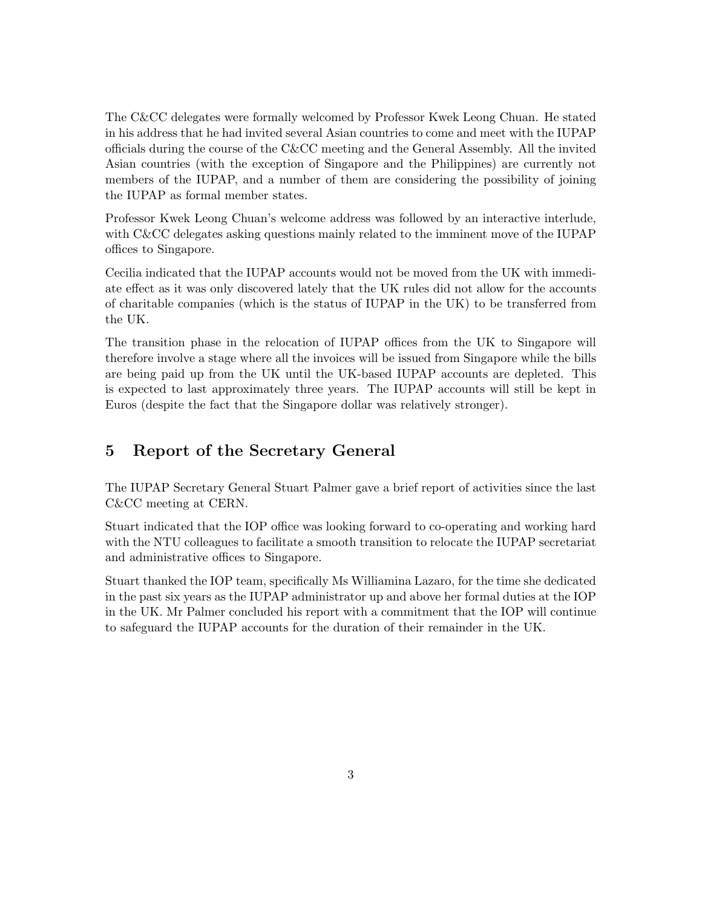The C&CC delegates were formally welcomed by Professor Kwek Leong Chuan. He stated in his address that he had invited several Asian countries to come and meet with the IUPAP officials during the course of the C&CC meeting and the General Assembly. All the invited Asian countries (with the exception of Singapore and the Philippines) are currently not members of the IUPAP, and a number of them are considering the possibility of joining the IUPAP as formal member states.

Professor Kwek Leong Chuan's welcome address was followed by an interactive interlude, with C&CC delegates asking questions mainly related to the imminent move of the IUPAP offices to Singapore.

Cecilia indicated that the IUPAP accounts would not be moved from the UK with immediate effect as it was only discovered lately that the UK rules did not allow for the accounts of charitable companies (which is the status of IUPAP in the UK) to be transferred from the UK.

The transition phase in the relocation of IUPAP offices from the UK to Singapore will therefore involve a stage where all the invoices will be issued from Singapore while the bills are being paid up from the UK until the UK-based IUPAP accounts are depleted. This is expected to last approximately three years. The IUPAP accounts will still be kept in Euros (despite the fact that the Singapore dollar was relatively stronger).

## 5 Report of the Secretary General

The IUPAP Secretary General Stuart Palmer gave a brief report of activities since the last C&CC meeting at CERN.

Stuart indicated that the IOP office was looking forward to co-operating and working hard with the NTU colleagues to facilitate a smooth transition to relocate the IUPAP secretariat and administrative offices to Singapore.

Stuart thanked the IOP team, specifically Ms Williamina Lazaro, for the time she dedicated in the past six years as the IUPAP administrator up and above her formal duties at the IOP in the UK. Mr Palmer concluded his report with a commitment that the IOP will continue to safeguard the IUPAP accounts for the duration of their remainder in the UK.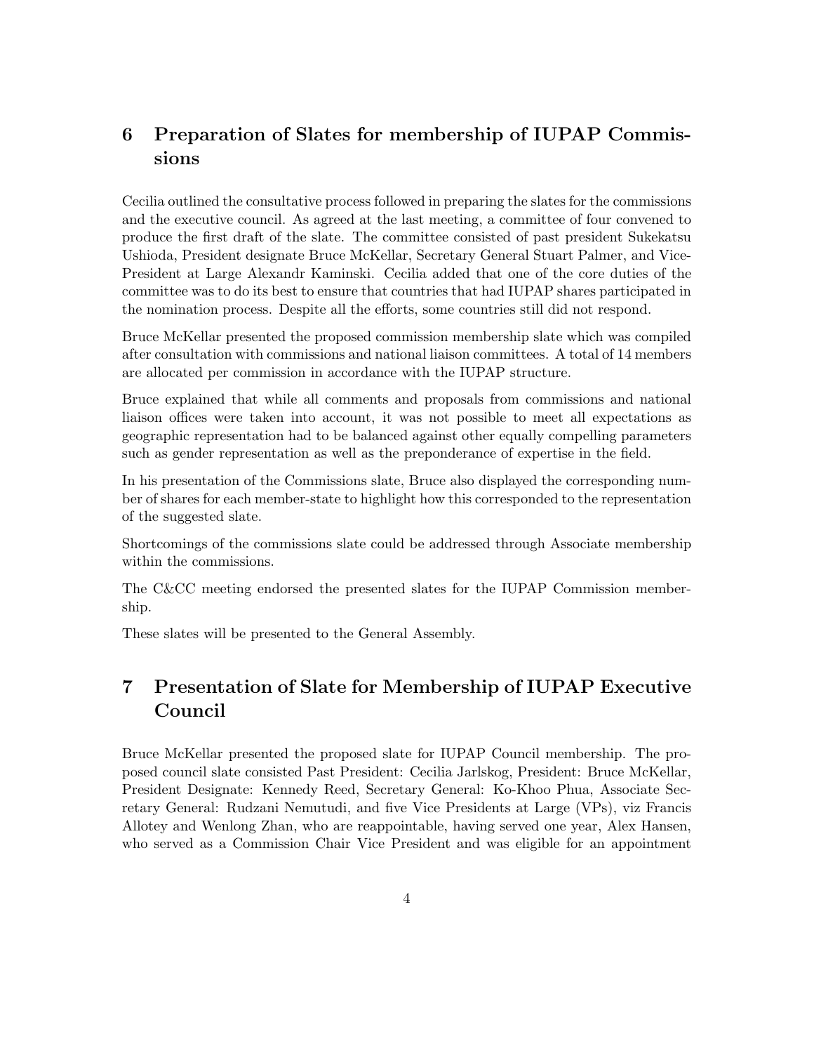## 6 Preparation of Slates for membership of IUPAP Commissions

Cecilia outlined the consultative process followed in preparing the slates for the commissions and the executive council. As agreed at the last meeting, a committee of four convened to produce the first draft of the slate. The committee consisted of past president Sukekatsu Ushioda, President designate Bruce McKellar, Secretary General Stuart Palmer, and Vice-President at Large Alexandr Kaminski. Cecilia added that one of the core duties of the committee was to do its best to ensure that countries that had IUPAP shares participated in the nomination process. Despite all the efforts, some countries still did not respond.

Bruce McKellar presented the proposed commission membership slate which was compiled after consultation with commissions and national liaison committees. A total of 14 members are allocated per commission in accordance with the IUPAP structure.

Bruce explained that while all comments and proposals from commissions and national liaison offices were taken into account, it was not possible to meet all expectations as geographic representation had to be balanced against other equally compelling parameters such as gender representation as well as the preponderance of expertise in the field.

In his presentation of the Commissions slate, Bruce also displayed the corresponding number of shares for each member-state to highlight how this corresponded to the representation of the suggested slate.

Shortcomings of the commissions slate could be addressed through Associate membership within the commissions.

The C&CC meeting endorsed the presented slates for the IUPAP Commission membership.

These slates will be presented to the General Assembly.

## 7 Presentation of Slate for Membership of IUPAP Executive Council

Bruce McKellar presented the proposed slate for IUPAP Council membership. The proposed council slate consisted Past President: Cecilia Jarlskog, President: Bruce McKellar, President Designate: Kennedy Reed, Secretary General: Ko-Khoo Phua, Associate Secretary General: Rudzani Nemutudi, and five Vice Presidents at Large (VPs), viz Francis Allotey and Wenlong Zhan, who are reappointable, having served one year, Alex Hansen, who served as a Commission Chair Vice President and was eligible for an appointment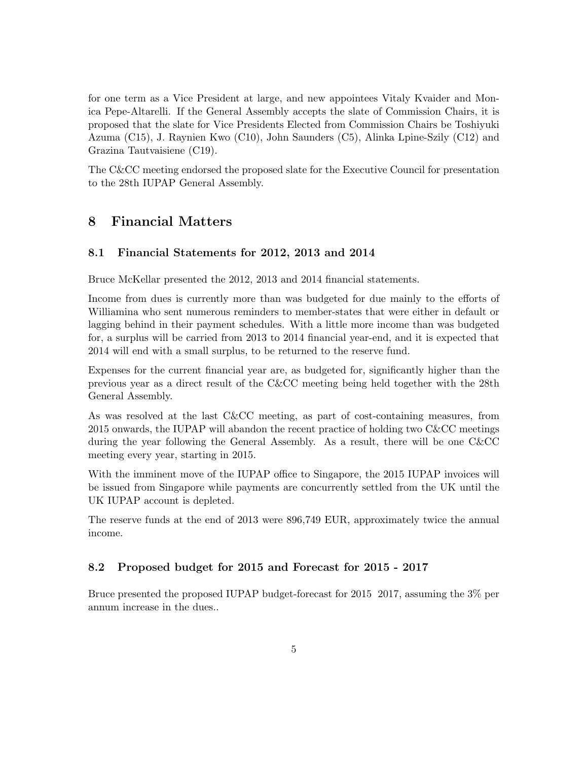for one term as a Vice President at large, and new appointees Vitaly Kvaider and Monica Pepe-Altarelli. If the General Assembly accepts the slate of Commission Chairs, it is proposed that the slate for Vice Presidents Elected from Commission Chairs be Toshiyuki Azuma (C15), J. Raynien Kwo (C10), John Saunders (C5), Alinka Lpine-Szily (C12) and Grazina Tautvaisiene (C19).

The C&CC meeting endorsed the proposed slate for the Executive Council for presentation to the 28th IUPAP General Assembly.

# 8 Financial Matters

## 8.1 Financial Statements for 2012, 2013 and 2014

Bruce McKellar presented the 2012, 2013 and 2014 financial statements.

Income from dues is currently more than was budgeted for due mainly to the efforts of Williamina who sent numerous reminders to member-states that were either in default or lagging behind in their payment schedules. With a little more income than was budgeted for, a surplus will be carried from 2013 to 2014 financial year-end, and it is expected that 2014 will end with a small surplus, to be returned to the reserve fund.

Expenses for the current financial year are, as budgeted for, significantly higher than the previous year as a direct result of the C&CC meeting being held together with the 28th General Assembly.

As was resolved at the last C&CC meeting, as part of cost-containing measures, from 2015 onwards, the IUPAP will abandon the recent practice of holding two C&CC meetings during the year following the General Assembly. As a result, there will be one C&CC meeting every year, starting in 2015.

With the imminent move of the IUPAP office to Singapore, the 2015 IUPAP invoices will be issued from Singapore while payments are concurrently settled from the UK until the UK IUPAP account is depleted.

The reserve funds at the end of 2013 were 896,749 EUR, approximately twice the annual income.

## 8.2 Proposed budget for 2015 and Forecast for 2015 - 2017

Bruce presented the proposed IUPAP budget-forecast for 2015 2017, assuming the 3% per annum increase in the dues..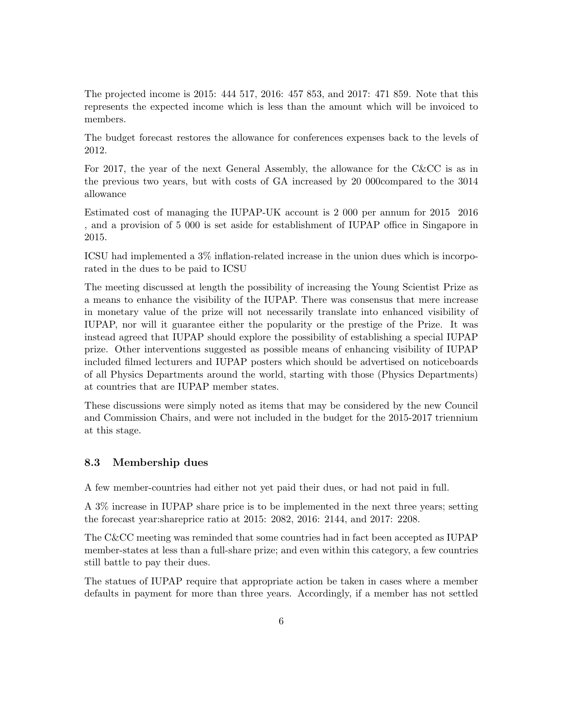The projected income is 2015: 444 517, 2016: 457 853, and 2017: 471 859. Note that this represents the expected income which is less than the amount which will be invoiced to members.

The budget forecast restores the allowance for conferences expenses back to the levels of 2012.

For 2017, the year of the next General Assembly, the allowance for the C&CC is as in the previous two years, but with costs of GA increased by 20 000compared to the 3014 allowance

Estimated cost of managing the IUPAP-UK account is 2 000 per annum for 2015 2016 , and a provision of 5 000 is set aside for establishment of IUPAP office in Singapore in 2015.

ICSU had implemented a 3% inflation-related increase in the union dues which is incorporated in the dues to be paid to ICSU

The meeting discussed at length the possibility of increasing the Young Scientist Prize as a means to enhance the visibility of the IUPAP. There was consensus that mere increase in monetary value of the prize will not necessarily translate into enhanced visibility of IUPAP, nor will it guarantee either the popularity or the prestige of the Prize. It was instead agreed that IUPAP should explore the possibility of establishing a special IUPAP prize. Other interventions suggested as possible means of enhancing visibility of IUPAP included filmed lecturers and IUPAP posters which should be advertised on noticeboards of all Physics Departments around the world, starting with those (Physics Departments) at countries that are IUPAP member states.

These discussions were simply noted as items that may be considered by the new Council and Commission Chairs, and were not included in the budget for the 2015-2017 triennium at this stage.

### 8.3 Membership dues

A few member-countries had either not yet paid their dues, or had not paid in full.

A 3% increase in IUPAP share price is to be implemented in the next three years; setting the forecast year:shareprice ratio at 2015: 2082, 2016: 2144, and 2017: 2208.

The C&CC meeting was reminded that some countries had in fact been accepted as IUPAP member-states at less than a full-share prize; and even within this category, a few countries still battle to pay their dues.

The statues of IUPAP require that appropriate action be taken in cases where a member defaults in payment for more than three years. Accordingly, if a member has not settled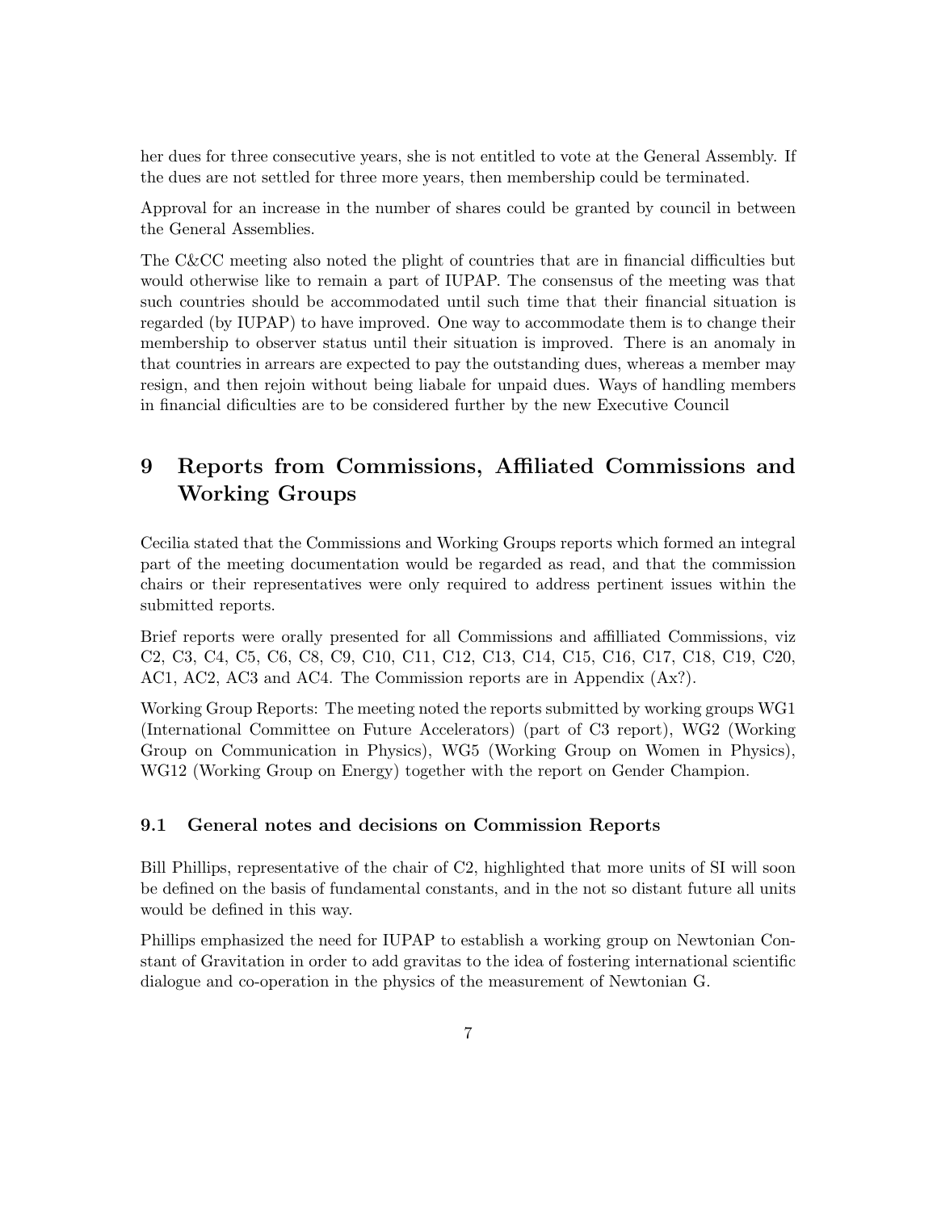her dues for three consecutive years, she is not entitled to vote at the General Assembly. If the dues are not settled for three more years, then membership could be terminated.

Approval for an increase in the number of shares could be granted by council in between the General Assemblies.

The C&CC meeting also noted the plight of countries that are in financial difficulties but would otherwise like to remain a part of IUPAP. The consensus of the meeting was that such countries should be accommodated until such time that their financial situation is regarded (by IUPAP) to have improved. One way to accommodate them is to change their membership to observer status until their situation is improved. There is an anomaly in that countries in arrears are expected to pay the outstanding dues, whereas a member may resign, and then rejoin without being liabale for unpaid dues. Ways of handling members in financial dificulties are to be considered further by the new Executive Council

# 9 Reports from Commissions, Affiliated Commissions and Working Groups

Cecilia stated that the Commissions and Working Groups reports which formed an integral part of the meeting documentation would be regarded as read, and that the commission chairs or their representatives were only required to address pertinent issues within the submitted reports.

Brief reports were orally presented for all Commissions and affilliated Commissions, viz C2, C3, C4, C5, C6, C8, C9, C10, C11, C12, C13, C14, C15, C16, C17, C18, C19, C20, AC1, AC2, AC3 and AC4. The Commission reports are in Appendix (Ax?).

Working Group Reports: The meeting noted the reports submitted by working groups WG1 (International Committee on Future Accelerators) (part of C3 report), WG2 (Working Group on Communication in Physics), WG5 (Working Group on Women in Physics), WG12 (Working Group on Energy) together with the report on Gender Champion.

## 9.1 General notes and decisions on Commission Reports

Bill Phillips, representative of the chair of C2, highlighted that more units of SI will soon be defined on the basis of fundamental constants, and in the not so distant future all units would be defined in this way.

Phillips emphasized the need for IUPAP to establish a working group on Newtonian Constant of Gravitation in order to add gravitas to the idea of fostering international scientific dialogue and co-operation in the physics of the measurement of Newtonian G.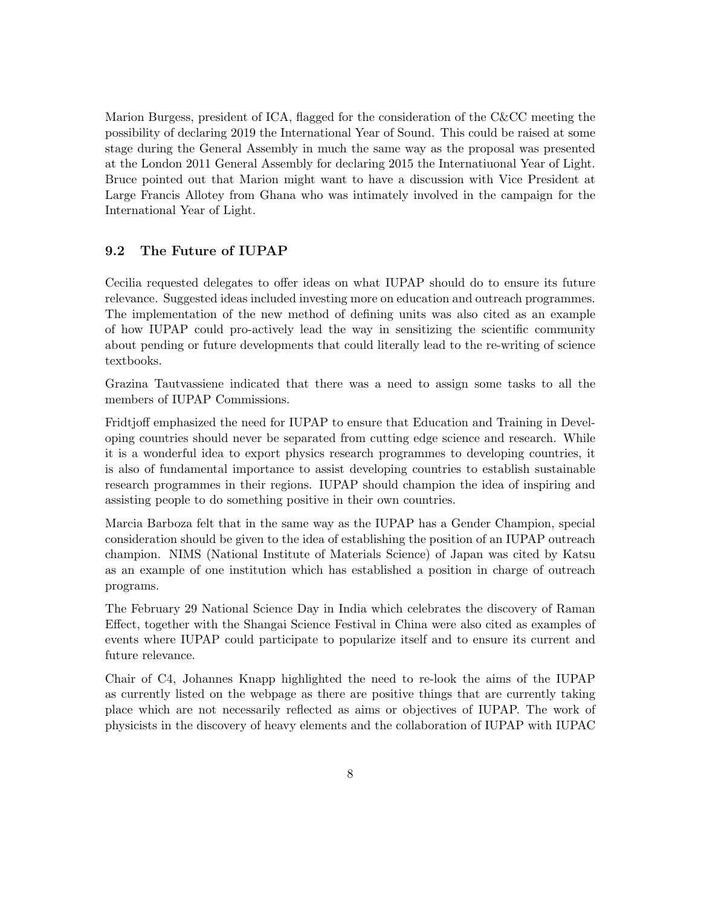Marion Burgess, president of ICA, flagged for the consideration of the C&CC meeting the possibility of declaring 2019 the International Year of Sound. This could be raised at some stage during the General Assembly in much the same way as the proposal was presented at the London 2011 General Assembly for declaring 2015 the Internatiuonal Year of Light. Bruce pointed out that Marion might want to have a discussion with Vice President at Large Francis Allotey from Ghana who was intimately involved in the campaign for the International Year of Light.

### 9.2 The Future of IUPAP

Cecilia requested delegates to offer ideas on what IUPAP should do to ensure its future relevance. Suggested ideas included investing more on education and outreach programmes. The implementation of the new method of defining units was also cited as an example of how IUPAP could pro-actively lead the way in sensitizing the scientific community about pending or future developments that could literally lead to the re-writing of science textbooks.

Grazina Tautvassiene indicated that there was a need to assign some tasks to all the members of IUPAP Commissions.

Fridtjoff emphasized the need for IUPAP to ensure that Education and Training in Developing countries should never be separated from cutting edge science and research. While it is a wonderful idea to export physics research programmes to developing countries, it is also of fundamental importance to assist developing countries to establish sustainable research programmes in their regions. IUPAP should champion the idea of inspiring and assisting people to do something positive in their own countries.

Marcia Barboza felt that in the same way as the IUPAP has a Gender Champion, special consideration should be given to the idea of establishing the position of an IUPAP outreach champion. NIMS (National Institute of Materials Science) of Japan was cited by Katsu as an example of one institution which has established a position in charge of outreach programs.

The February 29 National Science Day in India which celebrates the discovery of Raman Effect, together with the Shangai Science Festival in China were also cited as examples of events where IUPAP could participate to popularize itself and to ensure its current and future relevance.

Chair of C4, Johannes Knapp highlighted the need to re-look the aims of the IUPAP as currently listed on the webpage as there are positive things that are currently taking place which are not necessarily reflected as aims or objectives of IUPAP. The work of physicists in the discovery of heavy elements and the collaboration of IUPAP with IUPAC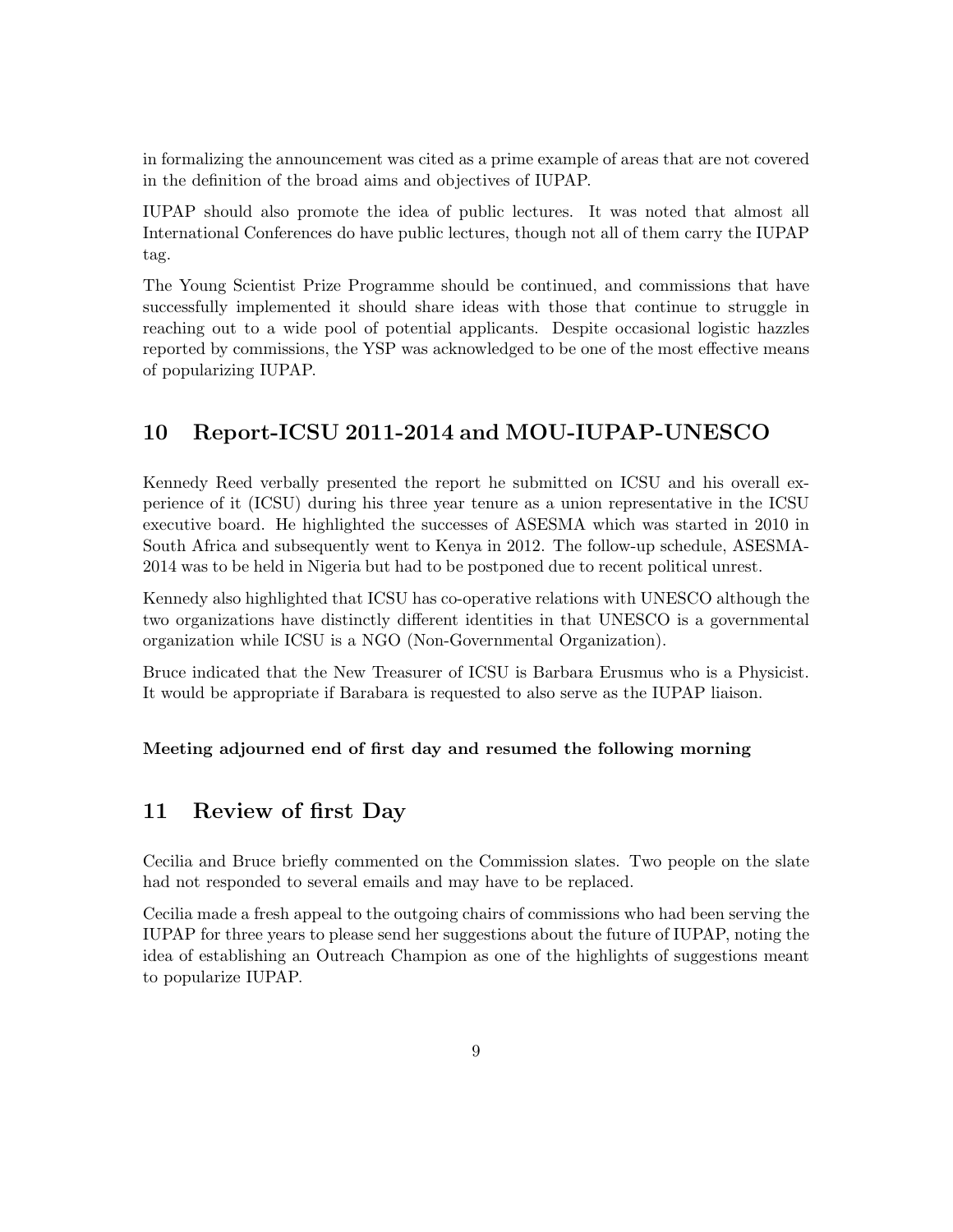in formalizing the announcement was cited as a prime example of areas that are not covered in the definition of the broad aims and objectives of IUPAP.

IUPAP should also promote the idea of public lectures. It was noted that almost all International Conferences do have public lectures, though not all of them carry the IUPAP tag.

The Young Scientist Prize Programme should be continued, and commissions that have successfully implemented it should share ideas with those that continue to struggle in reaching out to a wide pool of potential applicants. Despite occasional logistic hazzles reported by commissions, the YSP was acknowledged to be one of the most effective means of popularizing IUPAP.

## 10 Report-ICSU 2011-2014 and MOU-IUPAP-UNESCO

Kennedy Reed verbally presented the report he submitted on ICSU and his overall experience of it (ICSU) during his three year tenure as a union representative in the ICSU executive board. He highlighted the successes of ASESMA which was started in 2010 in South Africa and subsequently went to Kenya in 2012. The follow-up schedule, ASESMA-2014 was to be held in Nigeria but had to be postponed due to recent political unrest.

Kennedy also highlighted that ICSU has co-operative relations with UNESCO although the two organizations have distinctly different identities in that UNESCO is a governmental organization while ICSU is a NGO (Non-Governmental Organization).

Bruce indicated that the New Treasurer of ICSU is Barbara Erusmus who is a Physicist. It would be appropriate if Barabara is requested to also serve as the IUPAP liaison.

**Meeting adjourned end of first day and resumed the following morning**

## 11 Review of first Day

Cecilia and Bruce briefly commented on the Commission slates. Two people on the slate had not responded to several emails and may have to be replaced.

Cecilia made a fresh appeal to the outgoing chairs of commissions who had been serving the IUPAP for three years to please send her suggestions about the future of IUPAP, noting the idea of establishing an Outreach Champion as one of the highlights of suggestions meant to popularize IUPAP.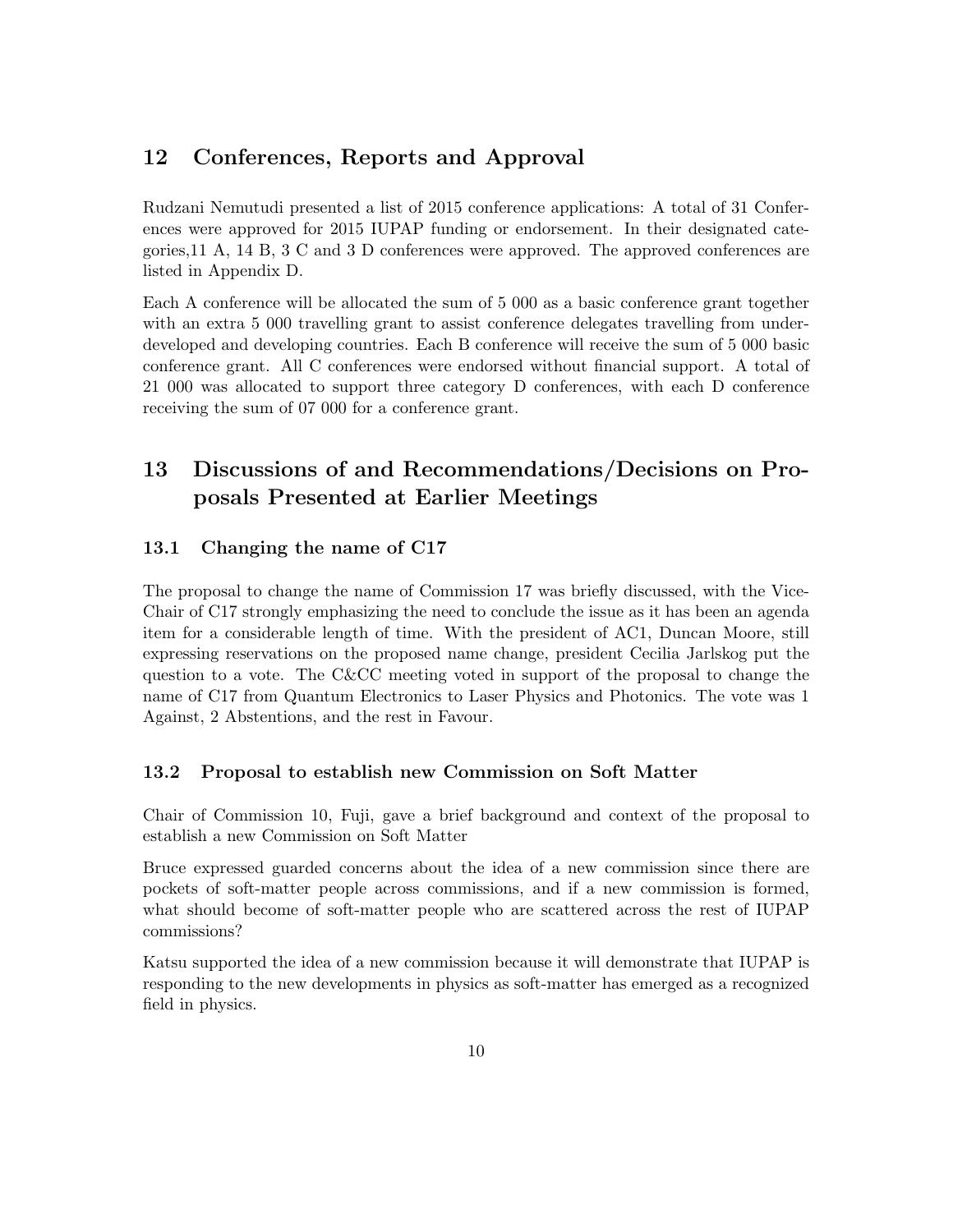## 12 Conferences, Reports and Approval

Rudzani Nemutudi presented a list of 2015 conference applications: A total of 31 Conferences were approved for 2015 IUPAP funding or endorsement. In their designated categories,11 A, 14 B, 3 C and 3 D conferences were approved. The approved conferences are listed in Appendix D.

Each A conference will be allocated the sum of 5 000 as a basic conference grant together with an extra 5 000 travelling grant to assist conference delegates travelling from underdeveloped and developing countries. Each B conference will receive the sum of 5 000 basic conference grant. All C conferences were endorsed without financial support. A total of 21 000 was allocated to support three category D conferences, with each D conference receiving the sum of 07 000 for a conference grant.

## 13 Discussions of and Recommendations/Decisions on Proposals Presented at Earlier Meetings

### 13.1 Changing the name of C17

The proposal to change the name of Commission 17 was briefly discussed, with the Vice-Chair of C17 strongly emphasizing the need to conclude the issue as it has been an agenda item for a considerable length of time. With the president of AC1, Duncan Moore, still expressing reservations on the proposed name change, president Cecilia Jarlskog put the question to a vote. The C&CC meeting voted in support of the proposal to change the name of C17 from Quantum Electronics to Laser Physics and Photonics. The vote was 1 Against, 2 Abstentions, and the rest in Favour.

### 13.2 Proposal to establish new Commission on Soft Matter

Chair of Commission 10, Fuji, gave a brief background and context of the proposal to establish a new Commission on Soft Matter

Bruce expressed guarded concerns about the idea of a new commission since there are pockets of soft-matter people across commissions, and if a new commission is formed, what should become of soft-matter people who are scattered across the rest of IUPAP commissions?

Katsu supported the idea of a new commission because it will demonstrate that IUPAP is responding to the new developments in physics as soft-matter has emerged as a recognized field in physics.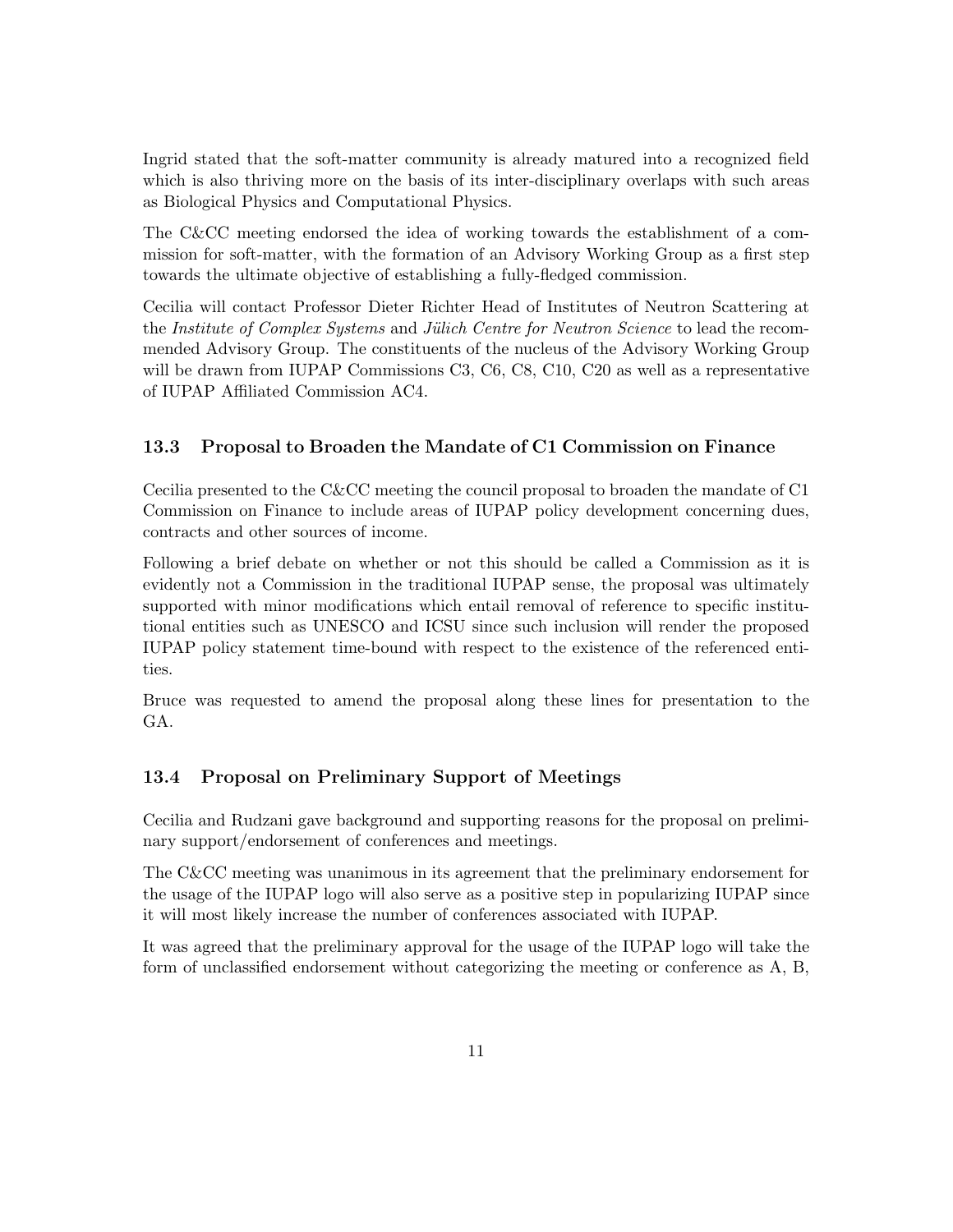Ingrid stated that the soft-matter community is already matured into a recognized field which is also thriving more on the basis of its inter-disciplinary overlaps with such areas as Biological Physics and Computational Physics.

The C&CC meeting endorsed the idea of working towards the establishment of a commission for soft-matter, with the formation of an Advisory Working Group as a first step towards the ultimate objective of establishing a fully-fledged commission.

Cecilia will contact Professor Dieter Richter Head of Institutes of Neutron Scattering at the *Institute of Complex Systems* and *Jülich Centre for Neutron Science* to lead the recommended Advisory Group. The constituents of the nucleus of the Advisory Working Group will be drawn from IUPAP Commissions C3, C6, C8, C10, C20 as well as a representative of IUPAP Affiliated Commission AC4.

### 13.3 Proposal to Broaden the Mandate of C1 Commission on Finance

Cecilia presented to the C&CC meeting the council proposal to broaden the mandate of C1 Commission on Finance to include areas of IUPAP policy development concerning dues, contracts and other sources of income.

Following a brief debate on whether or not this should be called a Commission as it is evidently not a Commission in the traditional IUPAP sense, the proposal was ultimately supported with minor modifications which entail removal of reference to specific institutional entities such as UNESCO and ICSU since such inclusion will render the proposed IUPAP policy statement time-bound with respect to the existence of the referenced entities.

Bruce was requested to amend the proposal along these lines for presentation to the GA.

### 13.4 Proposal on Preliminary Support of Meetings

Cecilia and Rudzani gave background and supporting reasons for the proposal on preliminary support/endorsement of conferences and meetings.

The C&CC meeting was unanimous in its agreement that the preliminary endorsement for the usage of the IUPAP logo will also serve as a positive step in popularizing IUPAP since it will most likely increase the number of conferences associated with IUPAP.

It was agreed that the preliminary approval for the usage of the IUPAP logo will take the form of unclassified endorsement without categorizing the meeting or conference as A, B,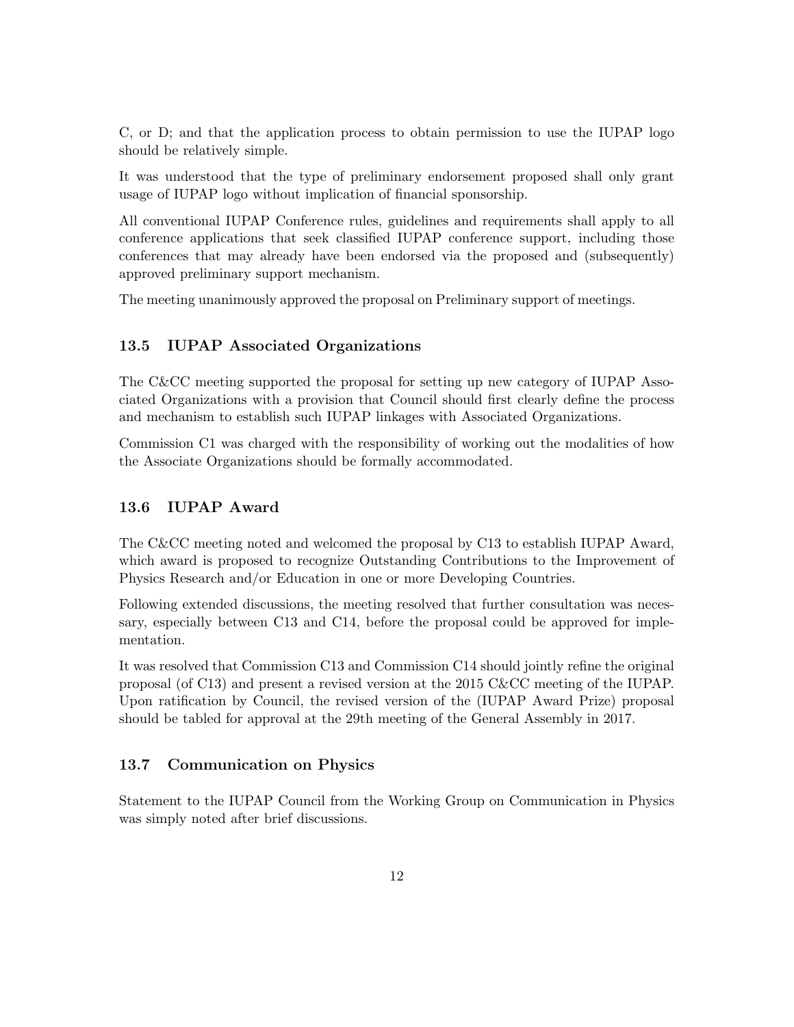C, or D; and that the application process to obtain permission to use the IUPAP logo should be relatively simple.

It was understood that the type of preliminary endorsement proposed shall only grant usage of IUPAP logo without implication of financial sponsorship.

All conventional IUPAP Conference rules, guidelines and requirements shall apply to all conference applications that seek classified IUPAP conference support, including those conferences that may already have been endorsed via the proposed and (subsequently) approved preliminary support mechanism.

The meeting unanimously approved the proposal on Preliminary support of meetings.

### 13.5 IUPAP Associated Organizations

The C&CC meeting supported the proposal for setting up new category of IUPAP Associated Organizations with a provision that Council should first clearly define the process and mechanism to establish such IUPAP linkages with Associated Organizations.

Commission C1 was charged with the responsibility of working out the modalities of how the Associate Organizations should be formally accommodated.

### 13.6 IUPAP Award

The C&CC meeting noted and welcomed the proposal by C13 to establish IUPAP Award, which award is proposed to recognize Outstanding Contributions to the Improvement of Physics Research and/or Education in one or more Developing Countries.

Following extended discussions, the meeting resolved that further consultation was necessary, especially between C13 and C14, before the proposal could be approved for implementation.

It was resolved that Commission C13 and Commission C14 should jointly refine the original proposal (of C13) and present a revised version at the 2015 C&CC meeting of the IUPAP. Upon ratification by Council, the revised version of the (IUPAP Award Prize) proposal should be tabled for approval at the 29th meeting of the General Assembly in 2017.

### 13.7 Communication on Physics

Statement to the IUPAP Council from the Working Group on Communication in Physics was simply noted after brief discussions.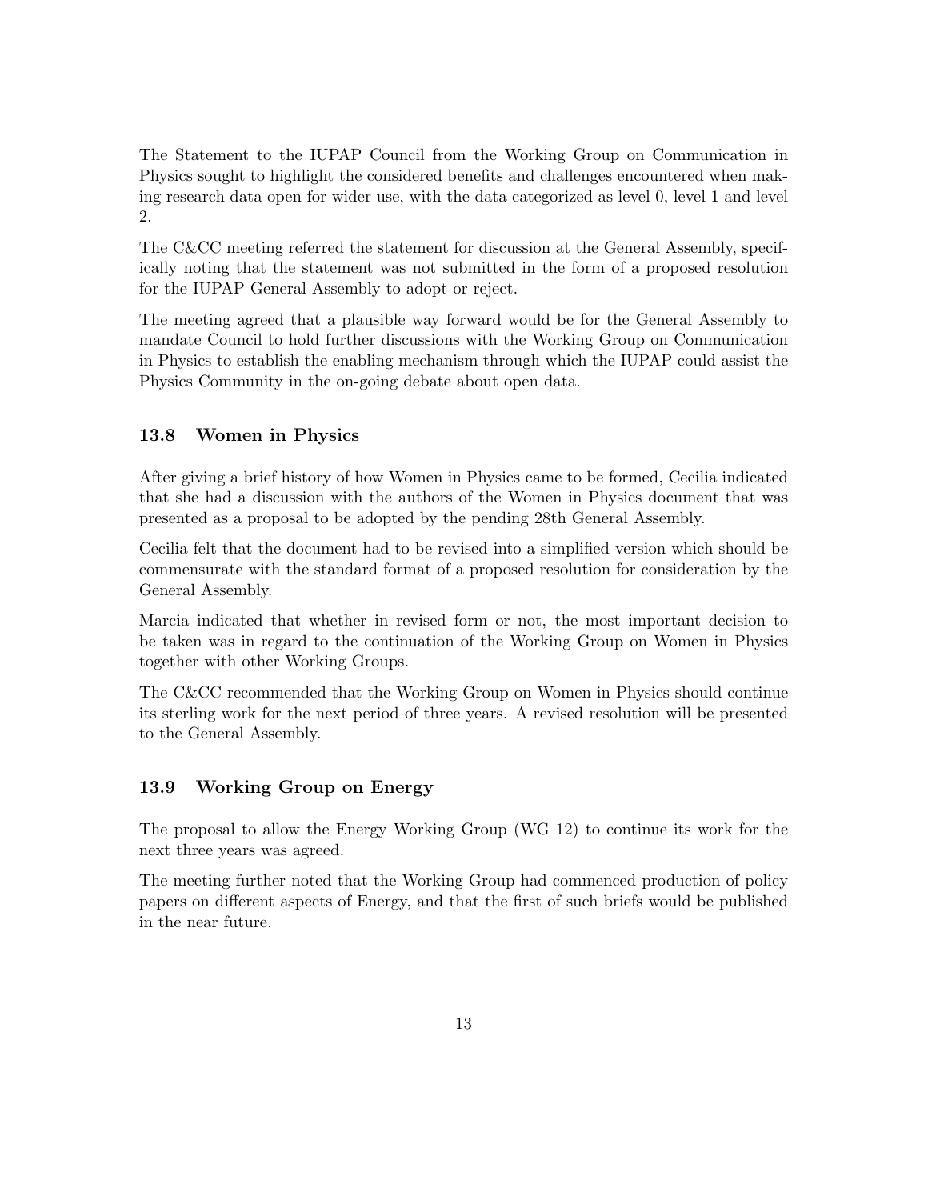The Statement to the IUPAP Council from the Working Group on Communication in Physics sought to highlight the considered benefits and challenges encountered when making research data open for wider use, with the data categorized as level 0, level 1 and level 2.

The C&CC meeting referred the statement for discussion at the General Assembly, specifically noting that the statement was not submitted in the form of a proposed resolution for the IUPAP General Assembly to adopt or reject.

The meeting agreed that a plausible way forward would be for the General Assembly to mandate Council to hold further discussions with the Working Group on Communication in Physics to establish the enabling mechanism through which the IUPAP could assist the Physics Community in the on-going debate about open data.

### 13.8 Women in Physics

After giving a brief history of how Women in Physics came to be formed, Cecilia indicated that she had a discussion with the authors of the Women in Physics document that was presented as a proposal to be adopted by the pending 28th General Assembly.

Cecilia felt that the document had to be revised into a simplified version which should be commensurate with the standard format of a proposed resolution for consideration by the General Assembly.

Marcia indicated that whether in revised form or not, the most important decision to be taken was in regard to the continuation of the Working Group on Women in Physics together with other Working Groups.

The C&CC recommended that the Working Group on Women in Physics should continue its sterling work for the next period of three years. A revised resolution will be presented to the General Assembly.

### 13.9 Working Group on Energy

The proposal to allow the Energy Working Group (WG 12) to continue its work for the next three years was agreed.

The meeting further noted that the Working Group had commenced production of policy papers on different aspects of Energy, and that the first of such briefs would be published in the near future.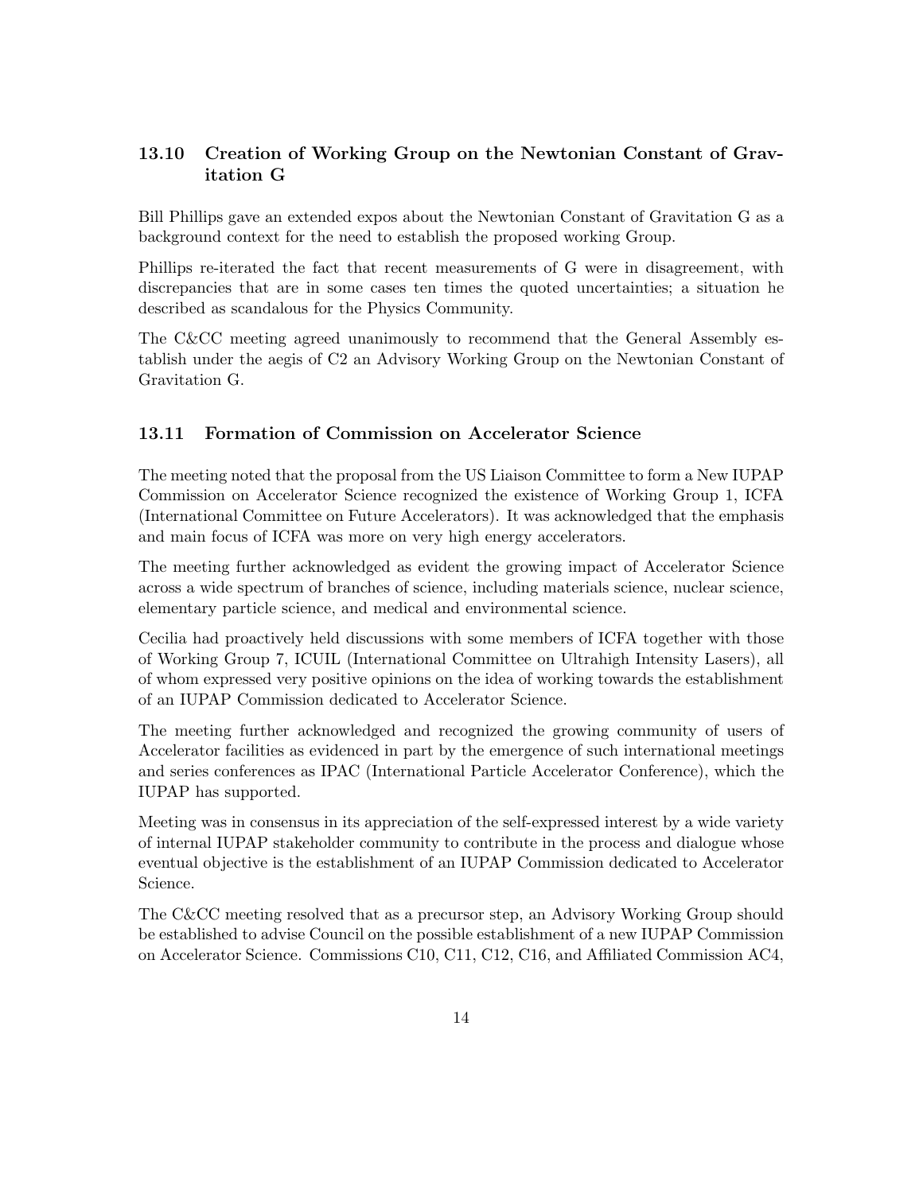### 13.10 Creation of Working Group on the Newtonian Constant of Gravitation G

Bill Phillips gave an extended expos about the Newtonian Constant of Gravitation G as a background context for the need to establish the proposed working Group.

Phillips re-iterated the fact that recent measurements of G were in disagreement, with discrepancies that are in some cases ten times the quoted uncertainties; a situation he described as scandalous for the Physics Community.

The C&CC meeting agreed unanimously to recommend that the General Assembly establish under the aegis of C2 an Advisory Working Group on the Newtonian Constant of Gravitation G.

### 13.11 Formation of Commission on Accelerator Science

The meeting noted that the proposal from the US Liaison Committee to form a New IUPAP Commission on Accelerator Science recognized the existence of Working Group 1, ICFA (International Committee on Future Accelerators). It was acknowledged that the emphasis and main focus of ICFA was more on very high energy accelerators.

The meeting further acknowledged as evident the growing impact of Accelerator Science across a wide spectrum of branches of science, including materials science, nuclear science, elementary particle science, and medical and environmental science.

Cecilia had proactively held discussions with some members of ICFA together with those of Working Group 7, ICUIL (International Committee on Ultrahigh Intensity Lasers), all of whom expressed very positive opinions on the idea of working towards the establishment of an IUPAP Commission dedicated to Accelerator Science.

The meeting further acknowledged and recognized the growing community of users of Accelerator facilities as evidenced in part by the emergence of such international meetings and series conferences as IPAC (International Particle Accelerator Conference), which the IUPAP has supported.

Meeting was in consensus in its appreciation of the self-expressed interest by a wide variety of internal IUPAP stakeholder community to contribute in the process and dialogue whose eventual objective is the establishment of an IUPAP Commission dedicated to Accelerator Science.

The C&CC meeting resolved that as a precursor step, an Advisory Working Group should be established to advise Council on the possible establishment of a new IUPAP Commission on Accelerator Science. Commissions C10, C11, C12, C16, and Affiliated Commission AC4,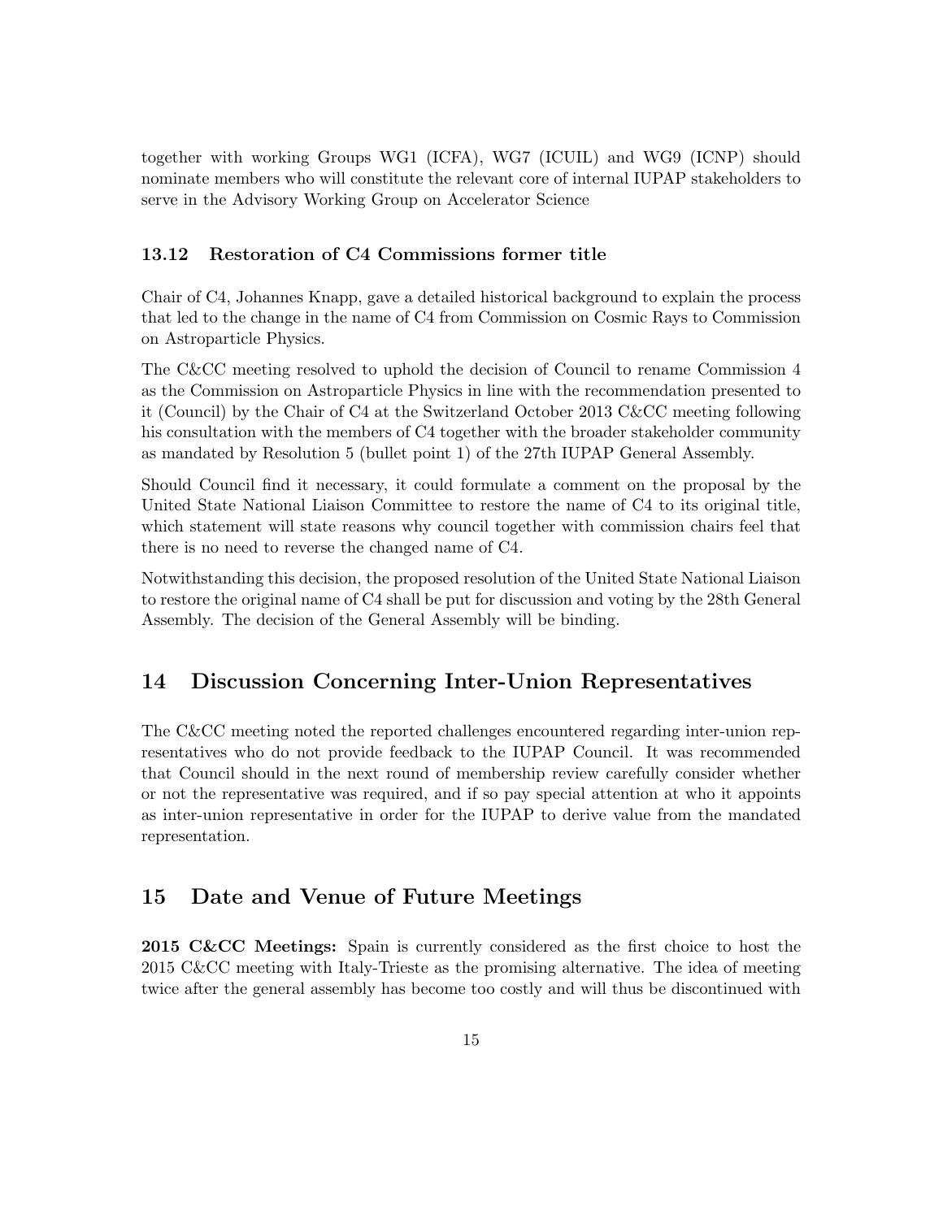together with working Groups WG1 (ICFA), WG7 (ICUIL) and WG9 (ICNP) should nominate members who will constitute the relevant core of internal IUPAP stakeholders to serve in the Advisory Working Group on Accelerator Science

### 13.12 Restoration of C4 Commissions former title

Chair of C4, Johannes Knapp, gave a detailed historical background to explain the process that led to the change in the name of C4 from Commission on Cosmic Rays to Commission on Astroparticle Physics.

The C&CC meeting resolved to uphold the decision of Council to rename Commission 4 as the Commission on Astroparticle Physics in line with the recommendation presented to it (Council) by the Chair of C4 at the Switzerland October 2013 C&CC meeting following his consultation with the members of C4 together with the broader stakeholder community as mandated by Resolution 5 (bullet point 1) of the 27th IUPAP General Assembly.

Should Council find it necessary, it could formulate a comment on the proposal by the United State National Liaison Committee to restore the name of C4 to its original title, which statement will state reasons why council together with commission chairs feel that there is no need to reverse the changed name of C4.

Notwithstanding this decision, the proposed resolution of the United State National Liaison to restore the original name of C4 shall be put for discussion and voting by the 28th General Assembly. The decision of the General Assembly will be binding.

## 14 Discussion Concerning Inter-Union Representatives

The C&CC meeting noted the reported challenges encountered regarding inter-union representatives who do not provide feedback to the IUPAP Council. It was recommended that Council should in the next round of membership review carefully consider whether or not the representative was required, and if so pay special attention at who it appoints as inter-union representative in order for the IUPAP to derive value from the mandated representation.

## 15 Date and Venue of Future Meetings

**2015 C&CC Meetings:** Spain is currently considered as the first choice to host the 2015 C&CC meeting with Italy-Trieste as the promising alternative. The idea of meeting twice after the general assembly has become too costly and will thus be discontinued with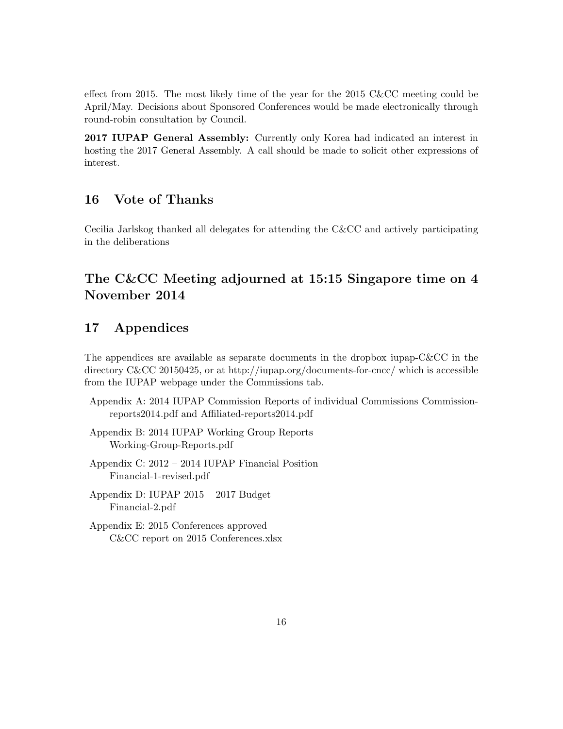effect from 2015. The most likely time of the year for the 2015 C&CC meeting could be April/May. Decisions about Sponsored Conferences would be made electronically through round-robin consultation by Council.

**2017 IUPAP General Assembly:** Currently only Korea had indicated an interest in hosting the 2017 General Assembly. A call should be made to solicit other expressions of interest.

## 16 Vote of Thanks

Cecilia Jarlskog thanked all delegates for attending the C&CC and actively participating in the deliberations

## The C&CC Meeting adjourned at 15:15 Singapore time on 4 November 2014

## 17 Appendices

The appendices are available as separate documents in the dropbox iupap-C&CC in the directory C&CC 20150425, or at http://iupap.org/documents-for-cncc/ which is accessible from the IUPAP webpage under the Commissions tab.

Appendix A: 2014 IUPAP Commission Reports of individual Commissions Commission-reports2014.pdf and Affiliated-reports2014.pdf

Appendix B: 2014 IUPAP Working Group Reports
Working-Group-Reports.pdf

Appendix C: 2012 – 2014 IUPAP Financial Position
Financial-1-revised.pdf

Appendix D: IUPAP 2015 – 2017 Budget
Financial-2.pdf

Appendix E: 2015 Conferences approved
C&CC report on 2015 Conferences.xlsx